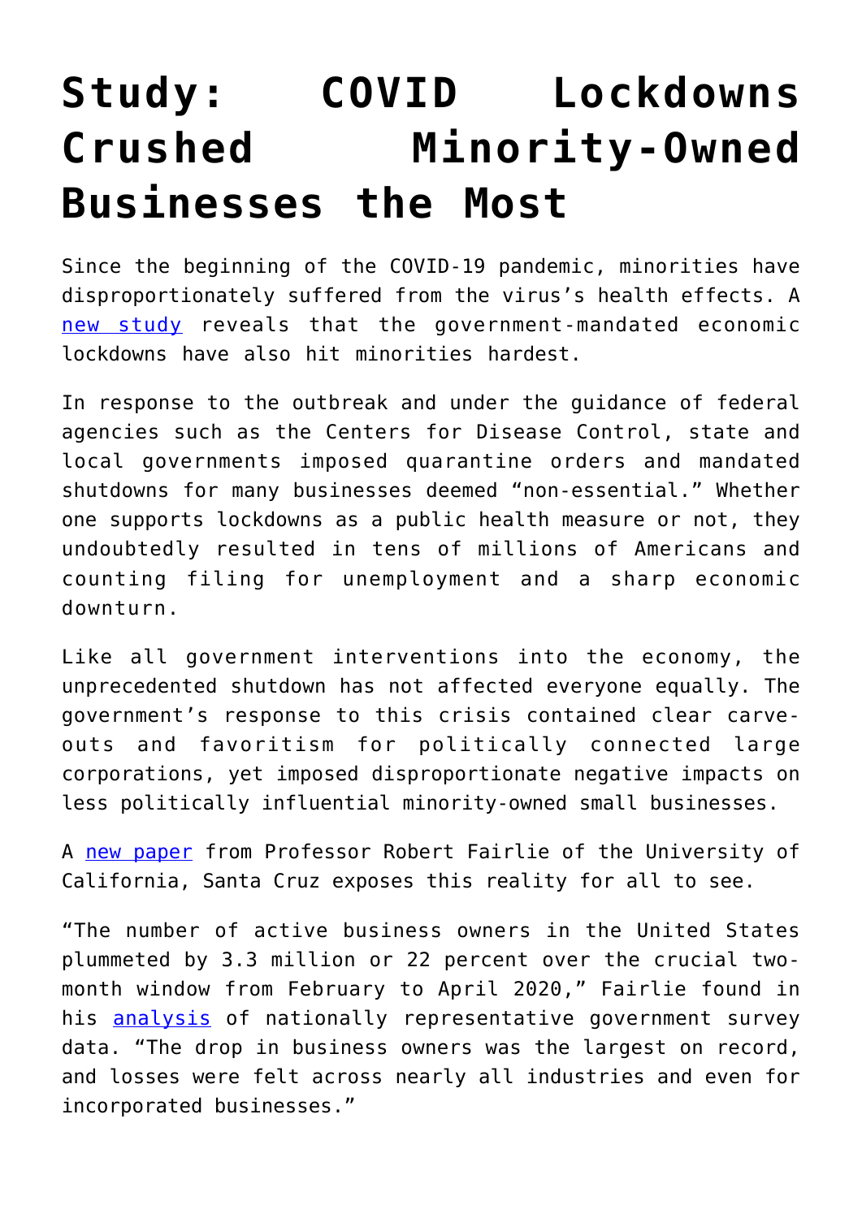# Study: COVID Lockdowns Crushed Minority-Owned Businesses the Most

Since the beginning of the COVID-19 pandemic, minorities have disproportionately suffered from the virus's health effects. A [new study](#) reveals that the government-mandated economic lockdowns have also hit minorities hardest.

In response to the outbreak and under the guidance of federal agencies such as the Centers for Disease Control, state and local governments imposed quarantine orders and mandated shutdowns for many businesses deemed "non-essential." Whether one supports lockdowns as a public health measure or not, they undoubtedly resulted in tens of millions of Americans and counting filing for unemployment and a sharp economic downturn.

Like all government interventions into the economy, the unprecedented shutdown has not affected everyone equally. The government's response to this crisis contained clear carve-outs and favoritism for politically connected large corporations, yet imposed disproportionate negative impacts on less politically influential minority-owned small businesses.

A [new paper](#) from Professor Robert Fairlie of the University of California, Santa Cruz exposes this reality for all to see.

"The number of active business owners in the United States plummeted by 3.3 million or 22 percent over the crucial two-month window from February to April 2020," Fairlie found in his [analysis](#) of nationally representative government survey data. "The drop in business owners was the largest on record, and losses were felt across nearly all industries and even for incorporated businesses."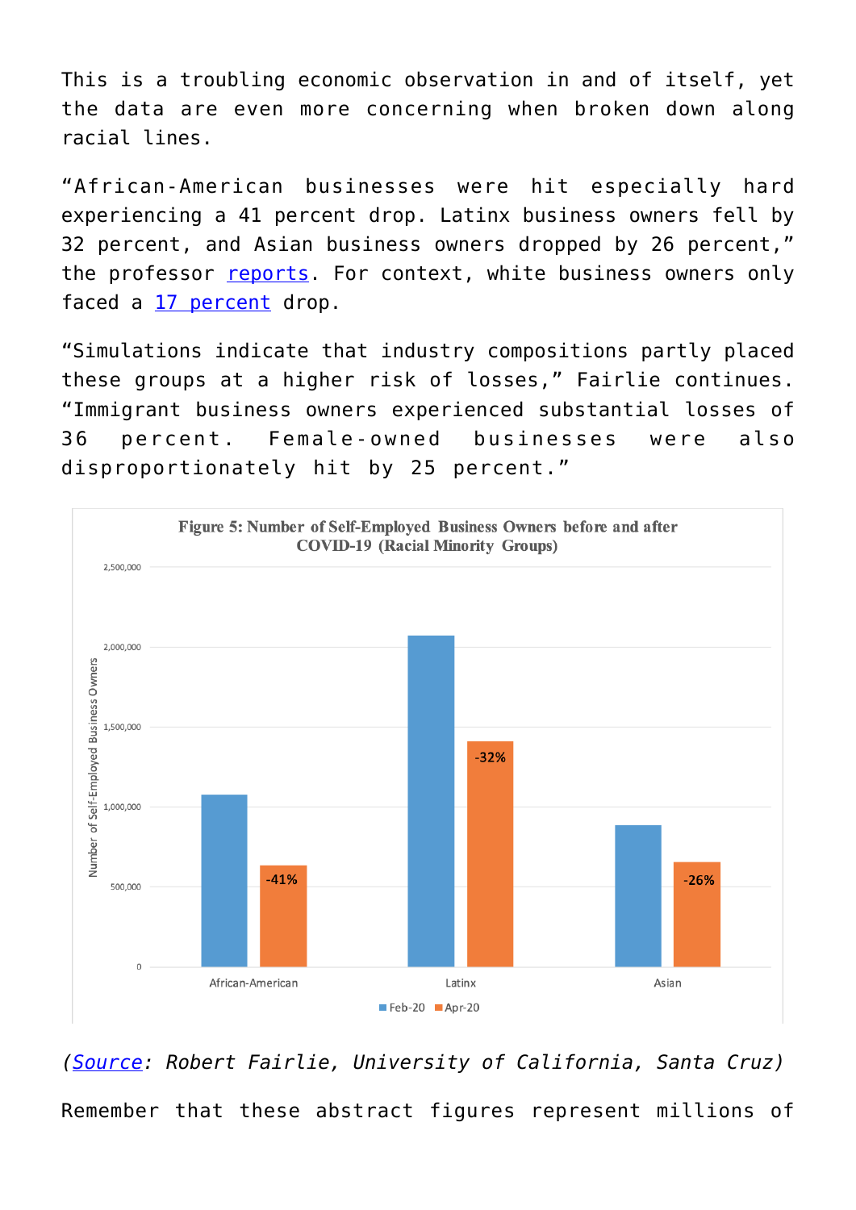This is a troubling economic observation in and of itself, yet the data are even more concerning when broken down along racial lines.

"African-American businesses were hit especially hard experiencing a 41 percent drop. Latinx business owners fell by 32 percent, and Asian business owners dropped by 26 percent," the professor reports. For context, white business owners only faced a 17 percent drop.

"Simulations indicate that industry compositions partly placed these groups at a higher risk of losses," Fairlie continues. "Immigrant business owners experienced substantial losses of 36 percent. Female-owned businesses were also disproportionately hit by 25 percent."

**Figure 5: Number of Self-Employed Business Owners before and after COVID-19 (Racial Minority Groups)**

*(Source: Robert Fairlie, University of California, Santa Cruz)*

Remember that these abstract figures represent millions of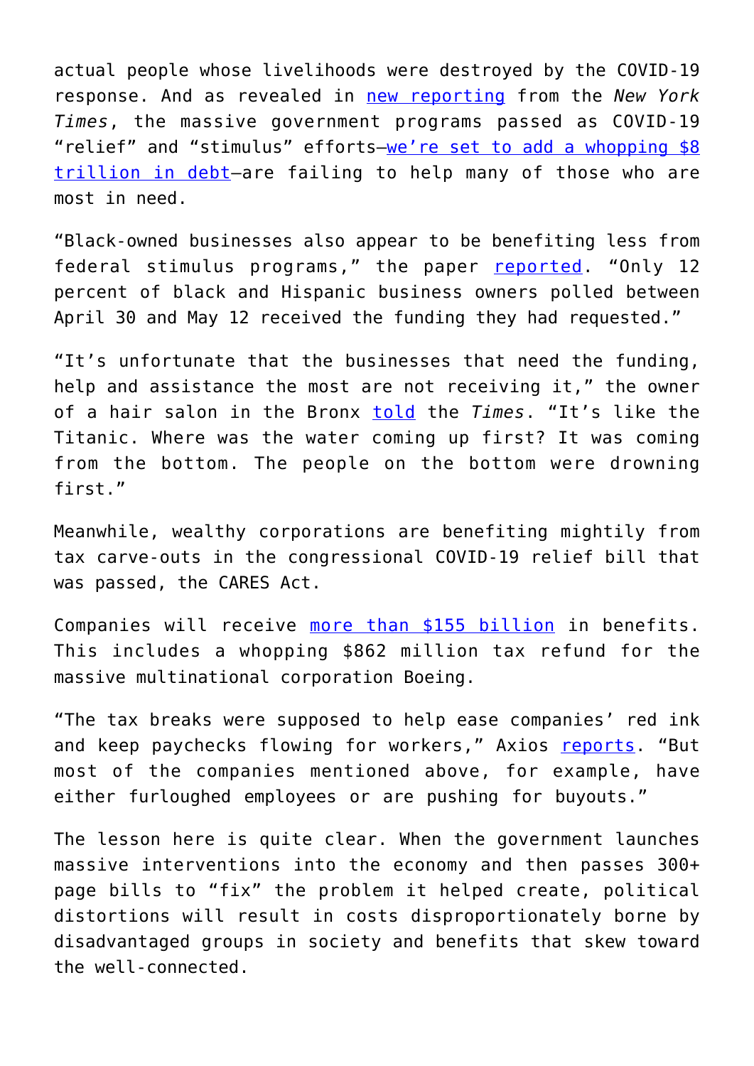actual people whose livelihoods were destroyed by the COVID-19 response. And as revealed in new reporting from the *New York Times*, the massive government programs passed as COVID-19 "relief" and "stimulus" efforts—we're set to add a whopping $8 trillion in debt—are failing to help many of those who are most in need.

"Black-owned businesses also appear to be benefiting less from federal stimulus programs," the paper reported. "Only 12 percent of black and Hispanic business owners polled between April 30 and May 12 received the funding they had requested."

"It's unfortunate that the businesses that need the funding, help and assistance the most are not receiving it," the owner of a hair salon in the Bronx told the *Times*. "It's like the Titanic. Where was the water coming up first? It was coming from the bottom. The people on the bottom were drowning first."

Meanwhile, wealthy corporations are benefiting mightily from tax carve-outs in the congressional COVID-19 relief bill that was passed, the CARES Act.

Companies will receive more than $155 billion in benefits. This includes a whopping $862 million tax refund for the massive multinational corporation Boeing.

"The tax breaks were supposed to help ease companies' red ink and keep paychecks flowing for workers," Axios reports. "But most of the companies mentioned above, for example, have either furloughed employees or are pushing for buyouts."

The lesson here is quite clear. When the government launches massive interventions into the economy and then passes 300+ page bills to "fix" the problem it helped create, political distortions will result in costs disproportionately borne by disadvantaged groups in society and benefits that skew toward the well-connected.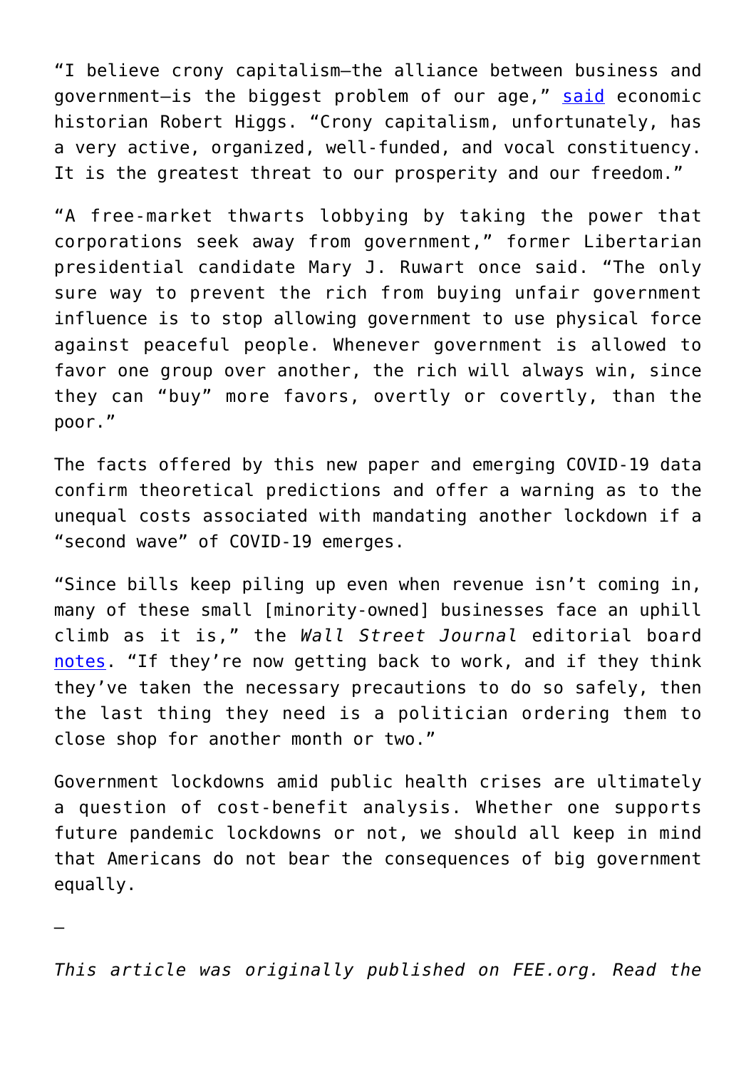"I believe crony capitalism—the alliance between business and government—is the biggest problem of our age," said economic historian Robert Higgs. "Crony capitalism, unfortunately, has a very active, organized, well-funded, and vocal constituency. It is the greatest threat to our prosperity and our freedom."

"A free-market thwarts lobbying by taking the power that corporations seek away from government," former Libertarian presidential candidate Mary J. Ruwart once said. "The only sure way to prevent the rich from buying unfair government influence is to stop allowing government to use physical force against peaceful people. Whenever government is allowed to favor one group over another, the rich will always win, since they can "buy" more favors, overtly or covertly, than the poor."

The facts offered by this new paper and emerging COVID-19 data confirm theoretical predictions and offer a warning as to the unequal costs associated with mandating another lockdown if a "second wave" of COVID-19 emerges.

"Since bills keep piling up even when revenue isn't coming in, many of these small [minority-owned] businesses face an uphill climb as it is," the *Wall Street Journal* editorial board notes. "If they're now getting back to work, and if they think they've taken the necessary precautions to do so safely, then the last thing they need is a politician ordering them to close shop for another month or two."

Government lockdowns amid public health crises are ultimately a question of cost-benefit analysis. Whether one supports future pandemic lockdowns or not, we should all keep in mind that Americans do not bear the consequences of big government equally.

—

*This article was originally published on FEE.org. Read the*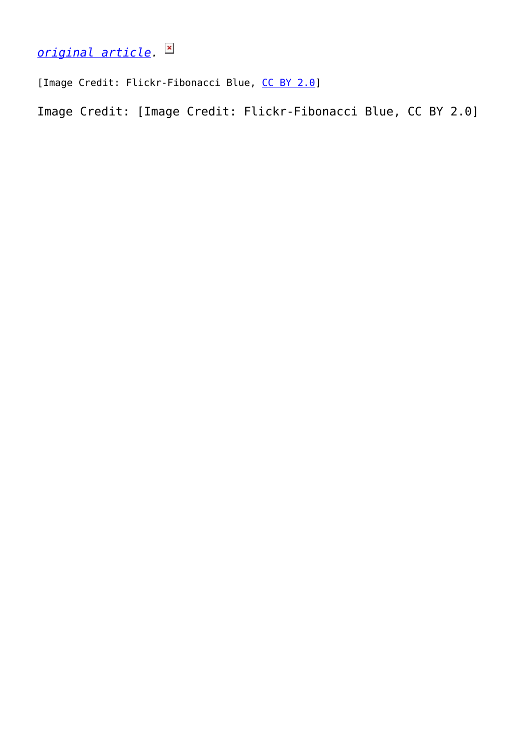*[original article](#).*

[Image Credit: Flickr-Fibonacci Blue, [CC BY 2.0](#)]

Image Credit: [Image Credit: Flickr-Fibonacci Blue, CC BY 2.0]